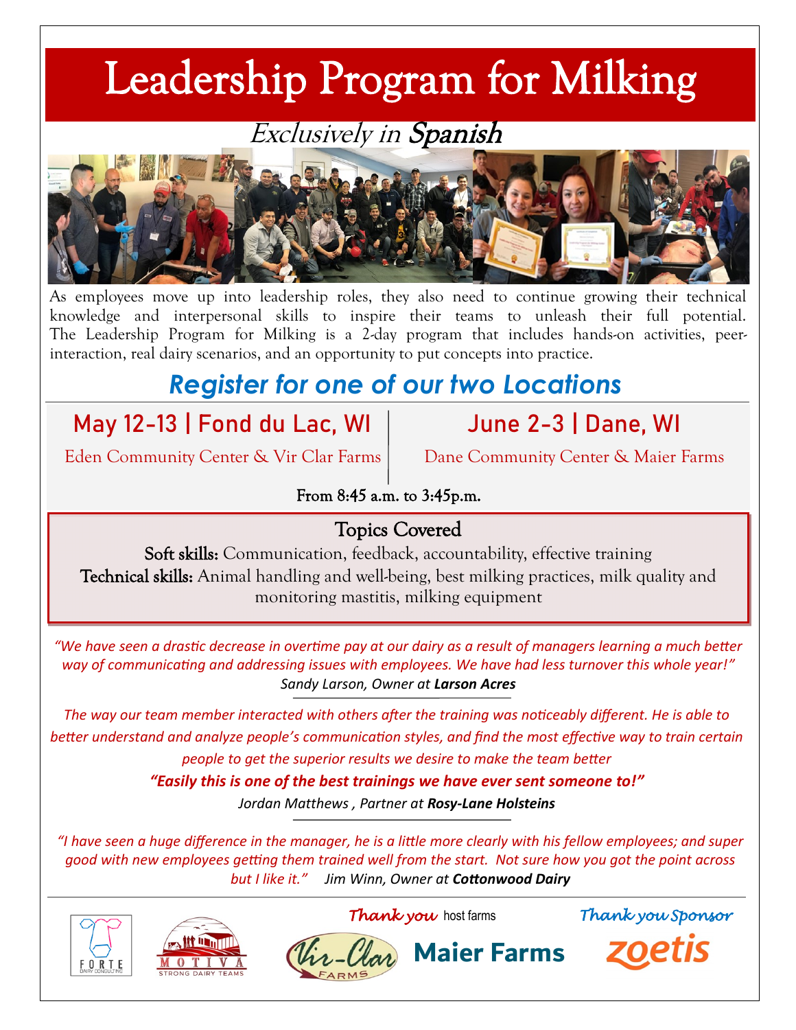# Leadership Program for Milking

*Exclusively in* ***Spanish***

As employees move up into leadership roles, they also need to continue growing their technical knowledge and interpersonal skills to inspire their teams to unleash their full potential. The Leadership Program for Milking is a 2-day program that includes hands-on activities, peer-interaction, real dairy scenarios, and an opportunity to put concepts into practice.

## *Register for one of our two Locations*

**May 12-13 | Fond du Lac, WI**

Eden Community Center & Vir Clar Farms

**June 2-3 | Dane, WI**

Dane Community Center & Maier Farms

From 8:45 a.m. to 3:45p.m.

### Topics Covered

**Soft skills:** Communication, feedback, accountability, effective training

**Technical skills:** Animal handling and well-being, best milking practices, milk quality and monitoring mastitis, milking equipment

*"We have seen a drastic decrease in overtime pay at our dairy as a result of managers learning a much better way of communicating and addressing issues with employees. We have had less turnover this whole year!"*

*Sandy Larson, Owner at* ***Larson Acres***

*The way our team member interacted with others after the training was noticeably different. He is able to better understand and analyze people's communication styles, and find the most effective way to train certain people to get the superior results we desire to make the team better*

***"Easily this is one of the best trainings we have ever sent someone to!"***

*Jordan Matthews , Partner at* ***Rosy-Lane Holsteins***

*"I have seen a huge difference in the manager, he is a little more clearly with his fellow employees; and super good with new employees getting them trained well from the start. Not sure how you got the point across but I like it."* *Jim Winn, Owner at* ***Cottonwood Dairy***

FORTE DAIRY CONSULTING

MOTIVA STRONG DAIRY TEAMS

*Thank you* host farms

Vir-Clar FARMS

Maier Farms

*Thank you Sponsor*

zoetis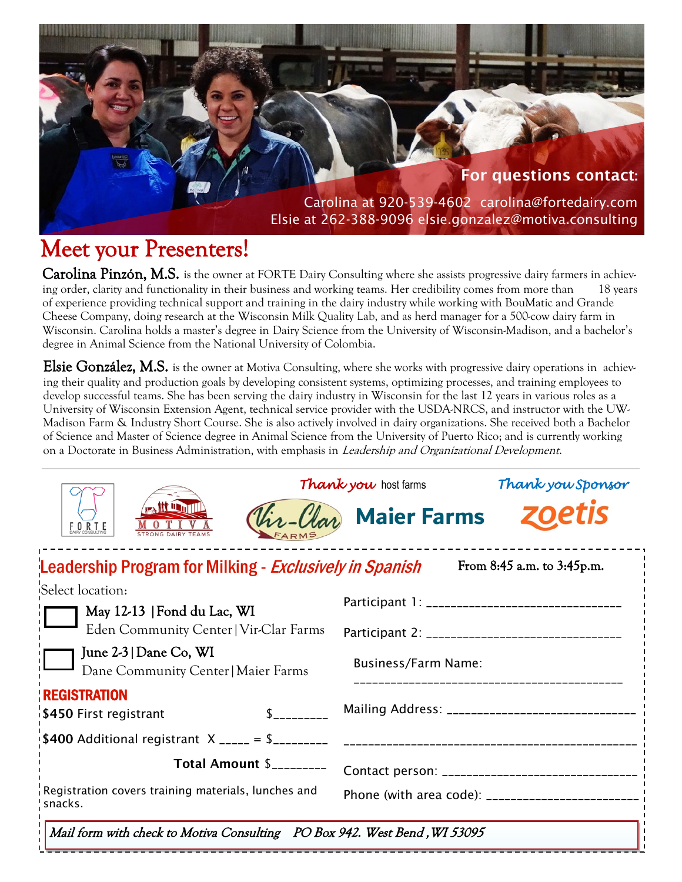**For questions contact:**

Carolina at 920-539-4602 carolina@fortedairy.com
Elsie at 262-388-9096 elsie.gonzalez@motiva.consulting

# Meet your Presenters!

**Carolina Pinzón, M.S.** is the owner at FORTE Dairy Consulting where she assists progressive dairy farmers in achieving order, clarity and functionality in their business and working teams. Her credibility comes from more than 18 years of experience providing technical support and training in the dairy industry while working with BouMatic and Grande Cheese Company, doing research at the Wisconsin Milk Quality Lab, and as herd manager for a 500-cow dairy farm in Wisconsin. Carolina holds a master's degree in Dairy Science from the University of Wisconsin-Madison, and a bachelor's degree in Animal Science from the National University of Colombia.

**Elsie González, M.S.** is the owner at Motiva Consulting, where she works with progressive dairy operations in achieving their quality and production goals by developing consistent systems, optimizing processes, and training employees to develop successful teams. She has been serving the dairy industry in Wisconsin for the last 12 years in various roles as a University of Wisconsin Extension Agent, technical service provider with the USDA-NRCS, and instructor with the UW-Madison Farm & Industry Short Course. She is also actively involved in dairy organizations. She received both a Bachelor of Science and Master of Science degree in Animal Science from the University of Puerto Rico; and is currently working on a Doctorate in Business Administration, with emphasis in *Leadership and Organizational Development*.

FORTE DAIRY CONSULTING — MOTIVA STRONG DAIRY TEAMS

*Thank you* host farms: Vir-Clar Farms, Maier Farms

*Thank you Sponsor*: zoetis

---

## Leadership Program for Milking - *Exclusively in Spanish*

From 8:45 a.m. to 3:45p.m.

Select location:

☐ May 12-13 | Fond du Lac, WI
Eden Community Center | Vir-Clar Farms

☐ June 2-3 | Dane Co, WI
Dane Community Center | Maier Farms

**REGISTRATION**

**$450** First registrant $________

**$400** Additional registrant X _____ = $________

**Total Amount** $________

Registration covers training materials, lunches and snacks.

Participant 1: ______________________________

Participant 2: ______________________________

Business/Farm Name: ______________________________

Mailing Address: ______________________________

______________________________

Contact person: ______________________________

Phone (with area code): ______________________

*Mail form with check to Motiva Consulting PO Box 942. West Bend , WI 53095*